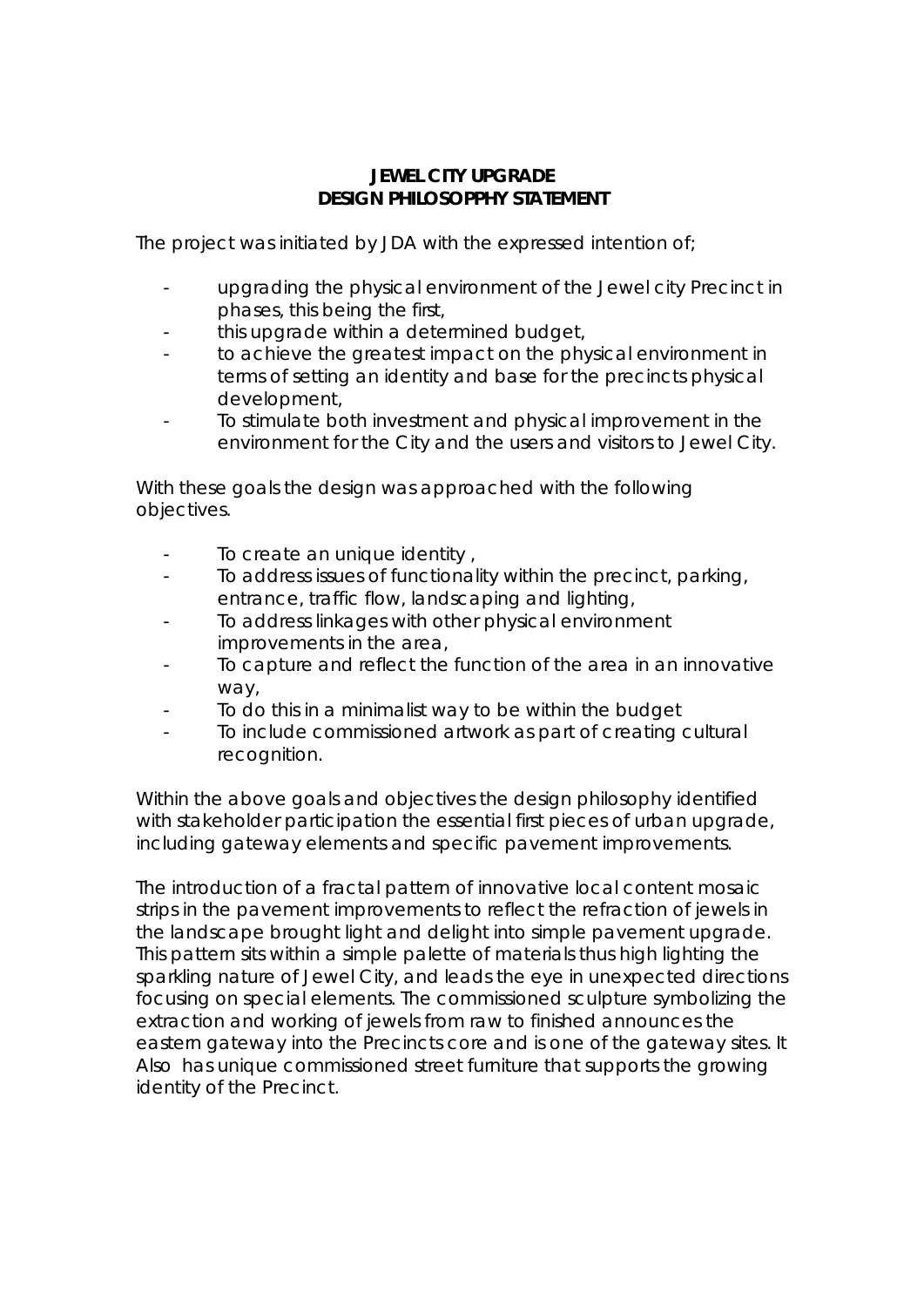**JEWEL CITY UPGRADE**
**DESIGN PHILOSOPPHY STATEMENT**

The project was initiated by JDA with the expressed intention of;

- upgrading the physical environment of the Jewel city Precinct in phases, this being the first,
- this upgrade within a determined budget,
- to achieve the greatest impact on the physical environment in terms of setting an identity and base for the precincts physical development,
- To stimulate both investment and physical improvement in the environment for the City and the users and visitors to Jewel City.

With these goals the design was approached with the following objectives.

- To create an unique identity ,
- To address issues of functionality within the precinct, parking, entrance, traffic flow, landscaping and lighting,
- To address linkages with other physical environment improvements in the area,
- To capture and reflect the function of the area in an innovative way,
- To do this in a minimalist way to be within the budget
- To include commissioned artwork as part of creating cultural recognition.

Within the above goals and objectives the design philosophy identified with stakeholder participation the essential first pieces of urban upgrade, including gateway elements and specific pavement improvements.

The introduction of a fractal pattern of innovative local content mosaic strips in the pavement improvements to reflect the refraction of jewels in the landscape brought light and delight into simple pavement upgrade. This pattern sits within a simple palette of materials thus high lighting the sparkling nature of Jewel City, and leads the eye in unexpected directions focusing on special elements. The commissioned sculpture symbolizing the extraction and working of jewels from raw to finished announces the eastern gateway into the Precincts core and is one of the gateway sites. It Also has unique commissioned street furniture that supports the growing identity of the Precinct.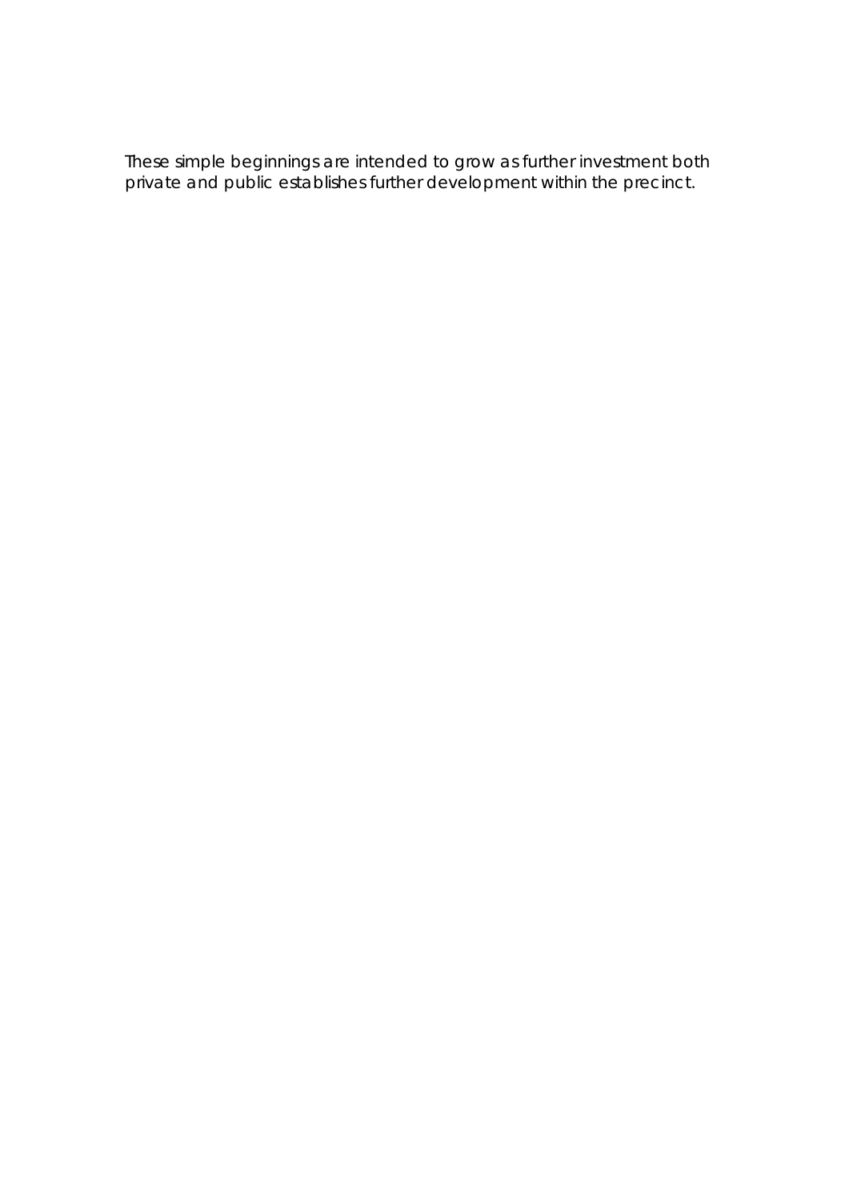These simple beginnings are intended to grow as further investment both private and public establishes further development within the precinct.